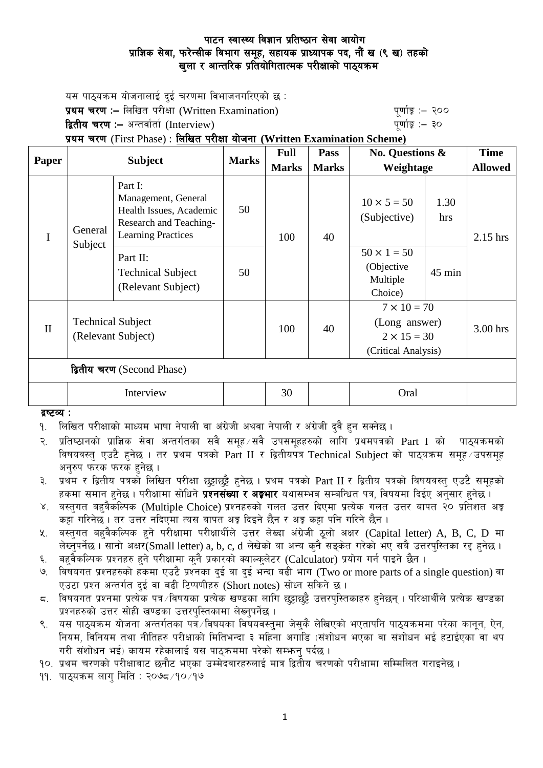# पाटन स्वास्थ्य विज्ञान प्रतिष्ठान सेवा आयोग
## प्राज्ञिक सेवा, फरेन्सीक विभाग समूह, सहायक प्राध्यापक पद, नौं ख (९ ख) तहको
## खुला र आन्तरिक प्रतियोगितात्मक परीक्षाको पाठ्यक्रम

यस पाठ्यक्रम योजनालाई दुई चरणमा विभाजनगरिएको छ :

**प्रथम चरण :–** लिखित परीक्षा (Written Examination) पूर्णाङ्क :– २००

**द्वितीय चरण :–** अन्तर्वार्ता (Interview) पूर्णाङ्क :– ३०

**प्रथम चरण** (First Phase) : **लिखित परीक्षा योजना (Written Examination Scheme)**

| Paper | Subject | | Marks | Full Marks | Pass Marks | No. Questions & Weightage | | Time Allowed |
|---|---|---|---|---|---|---|---|---|
| I | General Subject | Part I: Management, General Health Issues, Academic Research and Teaching-Learning Practices | 50 | 100 | 40 | $10 \times 5 = 50$ (Subjective) | 1.30 hrs | 2.15 hrs |
| | | Part II: Technical Subject (Relevant Subject) | 50 | | | $50 \times 1 = 50$ (Objective Multiple Choice) | 45 min | |
| II | Technical Subject (Relevant Subject) | | | 100 | 40 | $7 \times 10 = 70$ (Long answer) $2 \times 15 = 30$ (Critical Analysis) | | 3.00 hrs |
| **द्वितीय चरण** (Second Phase) | | | | | | | | |
| | Interview | | | 30 | | Oral | | |

**द्रष्टव्य :**

१. लिखित परीक्षाको माध्यम भाषा नेपाली वा अंग्रेजी अथवा नेपाली र अंग्रेजी दुवै हुन सक्नेछ ।

२. प्रतिष्ठानको प्राज्ञिक सेवा अन्तर्गतका सवै समूह/सवै उपसमूहहरुको लागि प्रथमपत्रको Part I को पाठ्यक्रमको विषयवस्तु एउटै हुनेछ । तर प्रथम पत्रको Part II र द्वितीयपत्र Technical Subject को पाठ्यक्रम समूह/उपसमूह अनुरुप फरक फरक हुनेछ ।

३. प्रथम र द्वितीय पत्रको लिखित परीक्षा छुट्टाछुट्टै हुनेछ । प्रथम पत्रको Part II र द्वितीय पत्रको विषयवस्तु एउटै समूहको हकमा समान हुनेछ । परीक्षामा सोधिने **प्रश्नसंख्या र अङ्कभार** यथासम्भव सम्बन्धित पत्र, विषयमा दिईए अनुसार हुनेछ ।

४. वस्तुगत बहुवैकल्पिक (Multiple Choice) प्रश्नहरुको गलत उत्तर दिएमा प्रत्येक गलत उत्तर बापत २० प्रतिशत अङ्क कट्टा गरिनेछ । तर उत्तर नदिएमा त्यस बापत अङ्क दिइने छैन र अङ्क कट्टा पनि गरिने छैन ।

५. वस्तुगत बहुवैकल्पिक हुने परीक्षामा परीक्षार्थीले उत्तर लेख्दा अंग्रेजी ठूलो अक्षर (Capital letter) A, B, C, D मा लेख्नुपर्नेछ । सानो अक्षर(Small letter) a, b, c, d लेखेको वा अन्य कुनै सङ्केत गरेको भए सबै उत्तरपुस्तिका रद्द हुनेछ ।

६. बहुवैकल्पिक प्रश्नहरु हुने परीक्षामा कुनै प्रकारको क्याल्कुलेटर (Calculator) प्रयोग गर्न पाइने छैन ।

७. विषयगत प्रश्नहरुको हकमा एउटै प्रश्नका दुई वा दुई भन्दा बढी भाग (Two or more parts of a single question) वा एउटा प्रश्न अन्तर्गत दुई वा बढी टिप्पणीहरु (Short notes) सोध्न सकिने छ ।

८. विषयगत प्रश्नमा प्रत्येक पत्र/विषयका प्रत्येक खण्डका लागि छुट्टाछुट्टै उत्तरपुस्तिकाहरु हुनेछन् । परिक्षार्थीले प्रत्येक खण्डका प्रश्नहरुको उत्तर सोही खण्डका उत्तरपुस्तिकामा लेख्नुपर्नेछ ।

९. यस पाठ्यक्रम योजना अन्तर्गतका पत्र/विषयका विषयवस्तुमा जेसुकै लेखिएको भएतापनि पाठ्यक्रममा परेका कानून, ऐन, नियम, विनियम तथा नीतिहरु परीक्षाको मितिभन्दा ३ महिना अगाडि (संशोधन भएका वा संशोधन भई हटाईएका वा थप गरी संशोधन भई) कायम रहेकालाई यस पाठ्कममा परेको सम्झनु पर्दछ ।

१०. प्रथम चरणको परीक्षाबाट छनौट भएका उम्मेदवारहरुलाई मात्र द्वितीय चरणको परीक्षामा सम्मिलित गराइनेछ ।

११. पाठ्यक्रम लागु मिति : २०७८/१०/१७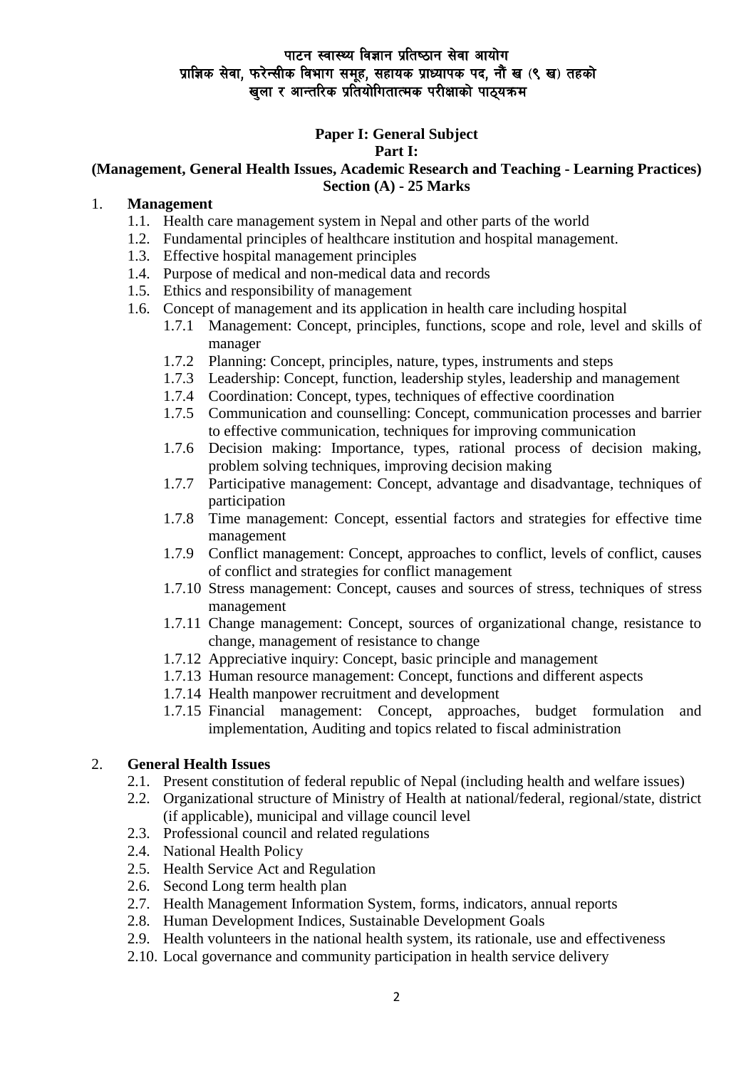पाटन स्वास्थ्य विज्ञान प्रतिष्ठान सेवा आयोग
प्राज्ञिक सेवा, फरेन्सीक विभाग समूह, सहायक प्राध्यापक पद, नौं ख (९ ख) तहको
खुला र आन्तरिक प्रतियोगितात्मक परीक्षाको पाठ्यक्रम

## Paper I: General Subject

### Part I:

### (Management, General Health Issues, Academic Research and Teaching - Learning Practices)

### Section (A) - 25 Marks

1. **Management**
   - 1.1. Health care management system in Nepal and other parts of the world
   - 1.2. Fundamental principles of healthcare institution and hospital management.
   - 1.3. Effective hospital management principles
   - 1.4. Purpose of medical and non-medical data and records
   - 1.5. Ethics and responsibility of management
   - 1.6. Concept of management and its application in health care including hospital
     - 1.7.1 Management: Concept, principles, functions, scope and role, level and skills of manager
     - 1.7.2 Planning: Concept, principles, nature, types, instruments and steps
     - 1.7.3 Leadership: Concept, function, leadership styles, leadership and management
     - 1.7.4 Coordination: Concept, types, techniques of effective coordination
     - 1.7.5 Communication and counselling: Concept, communication processes and barrier to effective communication, techniques for improving communication
     - 1.7.6 Decision making: Importance, types, rational process of decision making, problem solving techniques, improving decision making
     - 1.7.7 Participative management: Concept, advantage and disadvantage, techniques of participation
     - 1.7.8 Time management: Concept, essential factors and strategies for effective time management
     - 1.7.9 Conflict management: Concept, approaches to conflict, levels of conflict, causes of conflict and strategies for conflict management
     - 1.7.10 Stress management: Concept, causes and sources of stress, techniques of stress management
     - 1.7.11 Change management: Concept, sources of organizational change, resistance to change, management of resistance to change
     - 1.7.12 Appreciative inquiry: Concept, basic principle and management
     - 1.7.13 Human resource management: Concept, functions and different aspects
     - 1.7.14 Health manpower recruitment and development
     - 1.7.15 Financial management: Concept, approaches, budget formulation and implementation, Auditing and topics related to fiscal administration

2. **General Health Issues**
   - 2.1. Present constitution of federal republic of Nepal (including health and welfare issues)
   - 2.2. Organizational structure of Ministry of Health at national/federal, regional/state, district (if applicable), municipal and village council level
   - 2.3. Professional council and related regulations
   - 2.4. National Health Policy
   - 2.5. Health Service Act and Regulation
   - 2.6. Second Long term health plan
   - 2.7. Health Management Information System, forms, indicators, annual reports
   - 2.8. Human Development Indices, Sustainable Development Goals
   - 2.9. Health volunteers in the national health system, its rationale, use and effectiveness
   - 2.10. Local governance and community participation in health service delivery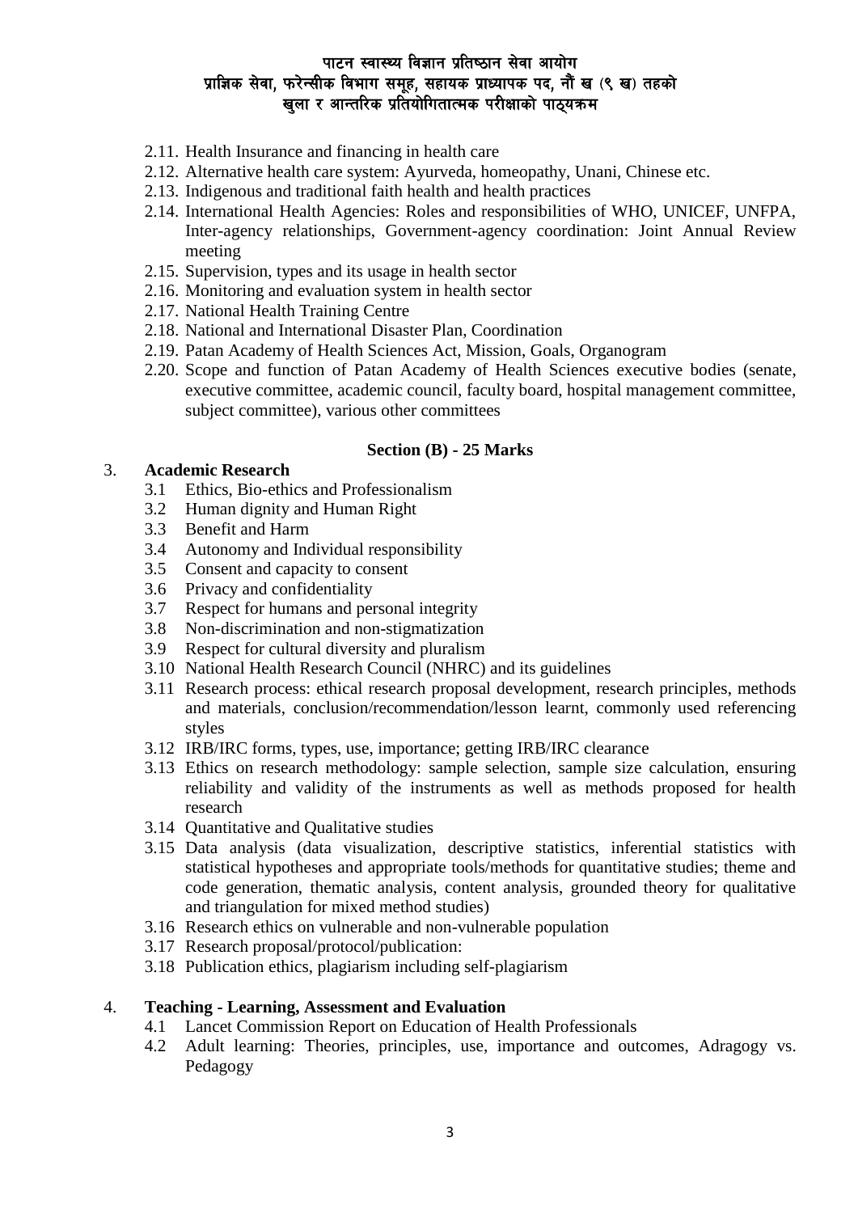2.11. Health Insurance and financing in health care
2.12. Alternative health care system: Ayurveda, homeopathy, Unani, Chinese etc.
2.13. Indigenous and traditional faith health and health practices
2.14. International Health Agencies: Roles and responsibilities of WHO, UNICEF, UNFPA, Inter-agency relationships, Government-agency coordination: Joint Annual Review meeting
2.15. Supervision, types and its usage in health sector
2.16. Monitoring and evaluation system in health sector
2.17. National Health Training Centre
2.18. National and International Disaster Plan, Coordination
2.19. Patan Academy of Health Sciences Act, Mission, Goals, Organogram
2.20. Scope and function of Patan Academy of Health Sciences executive bodies (senate, executive committee, academic council, faculty board, hospital management committee, subject committee), various other committees

**Section (B) - 25 Marks**

3. **Academic Research**
   3.1 Ethics, Bio-ethics and Professionalism
   3.2 Human dignity and Human Right
   3.3 Benefit and Harm
   3.4 Autonomy and Individual responsibility
   3.5 Consent and capacity to consent
   3.6 Privacy and confidentiality
   3.7 Respect for humans and personal integrity
   3.8 Non-discrimination and non-stigmatization
   3.9 Respect for cultural diversity and pluralism
   3.10 National Health Research Council (NHRC) and its guidelines
   3.11 Research process: ethical research proposal development, research principles, methods and materials, conclusion/recommendation/lesson learnt, commonly used referencing styles
   3.12 IRB/IRC forms, types, use, importance; getting IRB/IRC clearance
   3.13 Ethics on research methodology: sample selection, sample size calculation, ensuring reliability and validity of the instruments as well as methods proposed for health research
   3.14 Quantitative and Qualitative studies
   3.15 Data analysis (data visualization, descriptive statistics, inferential statistics with statistical hypotheses and appropriate tools/methods for quantitative studies; theme and code generation, thematic analysis, content analysis, grounded theory for qualitative and triangulation for mixed method studies)
   3.16 Research ethics on vulnerable and non-vulnerable population
   3.17 Research proposal/protocol/publication:
   3.18 Publication ethics, plagiarism including self-plagiarism

4. **Teaching - Learning, Assessment and Evaluation**
   4.1 Lancet Commission Report on Education of Health Professionals
   4.2 Adult learning: Theories, principles, use, importance and outcomes, Adragogy vs. Pedagogy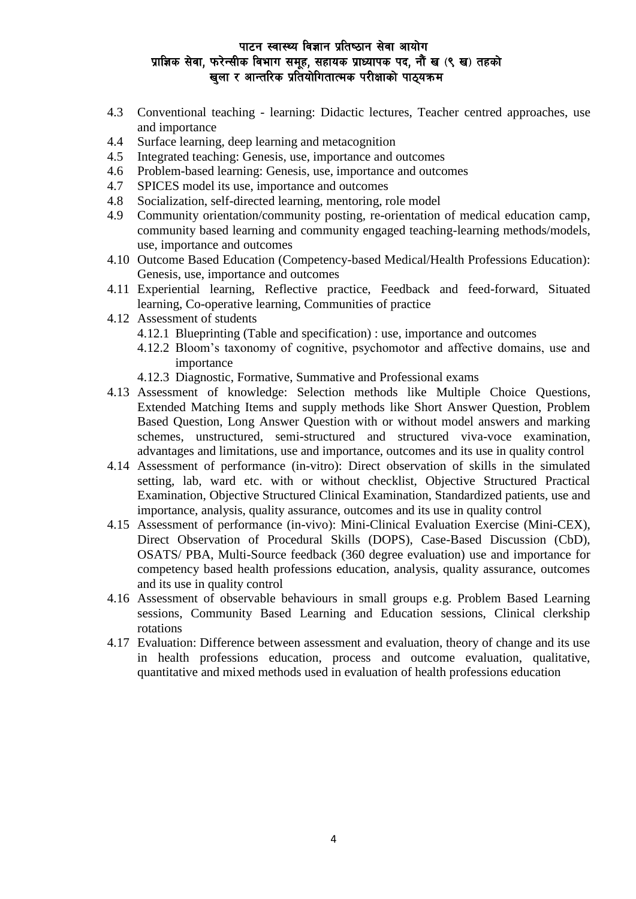4.3 Conventional teaching - learning: Didactic lectures, Teacher centred approaches, use and importance

4.4 Surface learning, deep learning and metacognition

4.5 Integrated teaching: Genesis, use, importance and outcomes

4.6 Problem-based learning: Genesis, use, importance and outcomes

4.7 SPICES model its use, importance and outcomes

4.8 Socialization, self-directed learning, mentoring, role model

4.9 Community orientation/community posting, re-orientation of medical education camp, community based learning and community engaged teaching-learning methods/models, use, importance and outcomes

4.10 Outcome Based Education (Competency-based Medical/Health Professions Education): Genesis, use, importance and outcomes

4.11 Experiential learning, Reflective practice, Feedback and feed-forward, Situated learning, Co-operative learning, Communities of practice

4.12 Assessment of students

- 4.12.1 Blueprinting (Table and specification) : use, importance and outcomes
- 4.12.2 Bloom's taxonomy of cognitive, psychomotor and affective domains, use and importance
- 4.12.3 Diagnostic, Formative, Summative and Professional exams

4.13 Assessment of knowledge: Selection methods like Multiple Choice Questions, Extended Matching Items and supply methods like Short Answer Question, Problem Based Question, Long Answer Question with or without model answers and marking schemes, unstructured, semi-structured and structured viva-voce examination, advantages and limitations, use and importance, outcomes and its use in quality control

4.14 Assessment of performance (in-vitro): Direct observation of skills in the simulated setting, lab, ward etc. with or without checklist, Objective Structured Practical Examination, Objective Structured Clinical Examination, Standardized patients, use and importance, analysis, quality assurance, outcomes and its use in quality control

4.15 Assessment of performance (in-vivo): Mini-Clinical Evaluation Exercise (Mini-CEX), Direct Observation of Procedural Skills (DOPS), Case-Based Discussion (CbD), OSATS/ PBA, Multi-Source feedback (360 degree evaluation) use and importance for competency based health professions education, analysis, quality assurance, outcomes and its use in quality control

4.16 Assessment of observable behaviours in small groups e.g. Problem Based Learning sessions, Community Based Learning and Education sessions, Clinical clerkship rotations

4.17 Evaluation: Difference between assessment and evaluation, theory of change and its use in health professions education, process and outcome evaluation, qualitative, quantitative and mixed methods used in evaluation of health professions education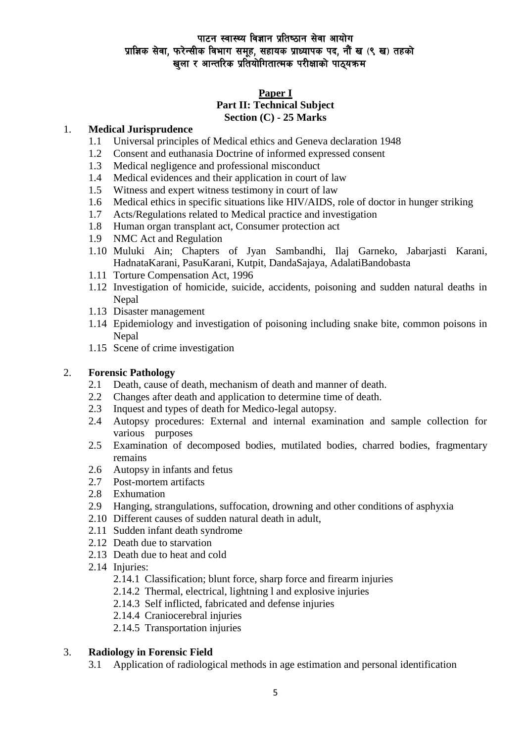पाटन स्वास्थ्य विज्ञान प्रतिष्ठान सेवा आयोग
प्राज्ञिक सेवा, फरेन्सीक विभाग समूह, सहायक प्राध्यापक पद, नौं ख (९ ख) तहको
खुला र आन्तरिक प्रतियोगितात्मक परीक्षाको पाठ्यक्रम

**Paper I**
**Part II: Technical Subject**
**Section (C) - 25 Marks**

1. **Medical Jurisprudence**
   - 1.1 Universal principles of Medical ethics and Geneva declaration 1948
   - 1.2 Consent and euthanasia Doctrine of informed expressed consent
   - 1.3 Medical negligence and professional misconduct
   - 1.4 Medical evidences and their application in court of law
   - 1.5 Witness and expert witness testimony in court of law
   - 1.6 Medical ethics in specific situations like HIV/AIDS, role of doctor in hunger striking
   - 1.7 Acts/Regulations related to Medical practice and investigation
   - 1.8 Human organ transplant act, Consumer protection act
   - 1.9 NMC Act and Regulation
   - 1.10 Muluki Ain; Chapters of Jyan Sambandhi, Ilaj Garneko, Jabarjasti Karani, HadnataKarani, PasuKarani, Kutpit, DandaSajaya, AdalatiBandobasta
   - 1.11 Torture Compensation Act, 1996
   - 1.12 Investigation of homicide, suicide, accidents, poisoning and sudden natural deaths in Nepal
   - 1.13 Disaster management
   - 1.14 Epidemiology and investigation of poisoning including snake bite, common poisons in Nepal
   - 1.15 Scene of crime investigation

2. **Forensic Pathology**
   - 2.1 Death, cause of death, mechanism of death and manner of death.
   - 2.2 Changes after death and application to determine time of death.
   - 2.3 Inquest and types of death for Medico-legal autopsy.
   - 2.4 Autopsy procedures: External and internal examination and sample collection for various purposes
   - 2.5 Examination of decomposed bodies, mutilated bodies, charred bodies, fragmentary remains
   - 2.6 Autopsy in infants and fetus
   - 2.7 Post-mortem artifacts
   - 2.8 Exhumation
   - 2.9 Hanging, strangulations, suffocation, drowning and other conditions of asphyxia
   - 2.10 Different causes of sudden natural death in adult,
   - 2.11 Sudden infant death syndrome
   - 2.12 Death due to starvation
   - 2.13 Death due to heat and cold
   - 2.14 Injuries:
     - 2.14.1 Classification; blunt force, sharp force and firearm injuries
     - 2.14.2 Thermal, electrical, lightning l and explosive injuries
     - 2.14.3 Self inflicted, fabricated and defense injuries
     - 2.14.4 Craniocerebral injuries
     - 2.14.5 Transportation injuries

3. **Radiology in Forensic Field**
   - 3.1 Application of radiological methods in age estimation and personal identification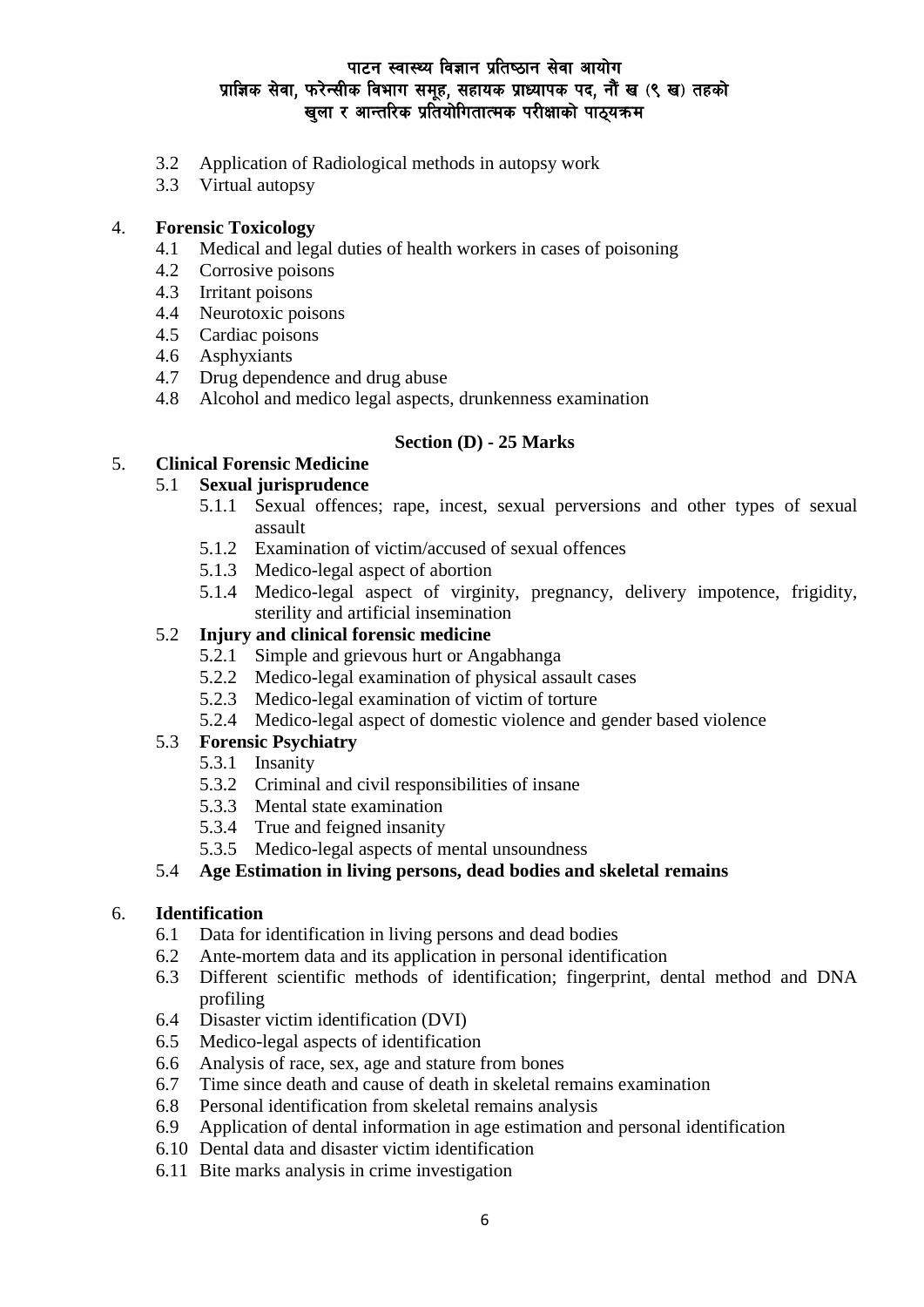3.2 Application of Radiological methods in autopsy work
3.3 Virtual autopsy

4. **Forensic Toxicology**
   4.1 Medical and legal duties of health workers in cases of poisoning
   4.2 Corrosive poisons
   4.3 Irritant poisons
   4.4 Neurotoxic poisons
   4.5 Cardiac poisons
   4.6 Asphyxiants
   4.7 Drug dependence and drug abuse
   4.8 Alcohol and medico legal aspects, drunkenness examination

**Section (D) - 25 Marks**

5. **Clinical Forensic Medicine**
   5.1 **Sexual jurisprudence**
      5.1.1 Sexual offences; rape, incest, sexual perversions and other types of sexual assault
      5.1.2 Examination of victim/accused of sexual offences
      5.1.3 Medico-legal aspect of abortion
      5.1.4 Medico-legal aspect of virginity, pregnancy, delivery impotence, frigidity, sterility and artificial insemination
   5.2 **Injury and clinical forensic medicine**
      5.2.1 Simple and grievous hurt or Angabhanga
      5.2.2 Medico-legal examination of physical assault cases
      5.2.3 Medico-legal examination of victim of torture
      5.2.4 Medico-legal aspect of domestic violence and gender based violence
   5.3 **Forensic Psychiatry**
      5.3.1 Insanity
      5.3.2 Criminal and civil responsibilities of insane
      5.3.3 Mental state examination
      5.3.4 True and feigned insanity
      5.3.5 Medico-legal aspects of mental unsoundness
   5.4 **Age Estimation in living persons, dead bodies and skeletal remains**

6. **Identification**
   6.1 Data for identification in living persons and dead bodies
   6.2 Ante-mortem data and its application in personal identification
   6.3 Different scientific methods of identification; fingerprint, dental method and DNA profiling
   6.4 Disaster victim identification (DVI)
   6.5 Medico-legal aspects of identification
   6.6 Analysis of race, sex, age and stature from bones
   6.7 Time since death and cause of death in skeletal remains examination
   6.8 Personal identification from skeletal remains analysis
   6.9 Application of dental information in age estimation and personal identification
   6.10 Dental data and disaster victim identification
   6.11 Bite marks analysis in crime investigation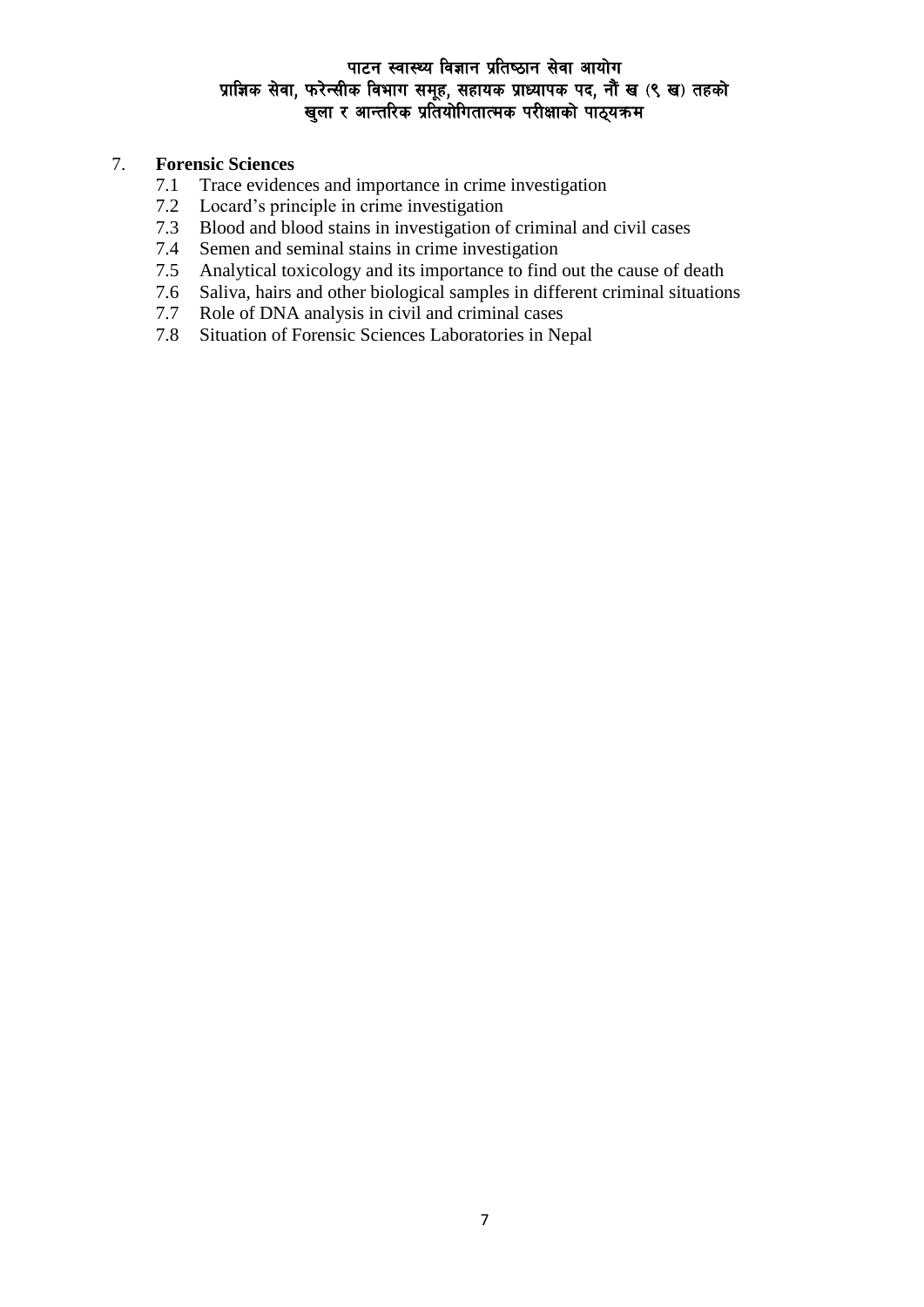7. **Forensic Sciences**
   - 7.1 Trace evidences and importance in crime investigation
   - 7.2 Locard's principle in crime investigation
   - 7.3 Blood and blood stains in investigation of criminal and civil cases
   - 7.4 Semen and seminal stains in crime investigation
   - 7.5 Analytical toxicology and its importance to find out the cause of death
   - 7.6 Saliva, hairs and other biological samples in different criminal situations
   - 7.7 Role of DNA analysis in civil and criminal cases
   - 7.8 Situation of Forensic Sciences Laboratories in Nepal